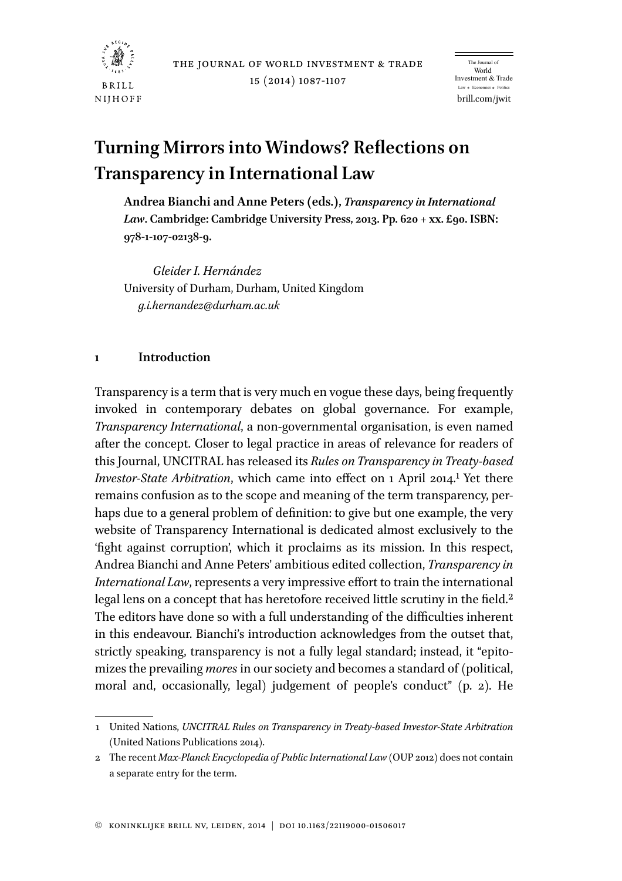# Turning Mirrors into Windows? Reflections on Transparency in International Law

**Andrea Bianchi and Anne Peters (eds.), *Transparency in International Law*. Cambridge: Cambridge University Press, 2013. Pp. 620 + xx. £90. ISBN: 978-1-107-02138-9.**

*Gleider I. Hernández*
University of Durham, Durham, United Kingdom
*g.i.hernandez@durham.ac.uk*

## 1 Introduction

Transparency is a term that is very much en vogue these days, being frequently invoked in contemporary debates on global governance. For example, *Transparency International*, a non-governmental organisation, is even named after the concept. Closer to legal practice in areas of relevance for readers of this Journal, UNCITRAL has released its *Rules on Transparency in Treaty-based Investor-State Arbitration*, which came into effect on 1 April 2014.[1] Yet there remains confusion as to the scope and meaning of the term transparency, perhaps due to a general problem of definition: to give but one example, the very website of Transparency International is dedicated almost exclusively to the 'fight against corruption', which it proclaims as its mission. In this respect, Andrea Bianchi and Anne Peters' ambitious edited collection, *Transparency in International Law*, represents a very impressive effort to train the international legal lens on a concept that has heretofore received little scrutiny in the field.[2] The editors have done so with a full understanding of the difficulties inherent in this endeavour. Bianchi's introduction acknowledges from the outset that, strictly speaking, transparency is not a fully legal standard; instead, it "epitomizes the prevailing *mores* in our society and becomes a standard of (political, moral and, occasionally, legal) judgement of people's conduct" (p. 2). He

---

1 United Nations, *UNCITRAL Rules on Transparency in Treaty-based Investor-State Arbitration* (United Nations Publications 2014).

2 The recent *Max-Planck Encyclopedia of Public International Law* (OUP 2012) does not contain a separate entry for the term.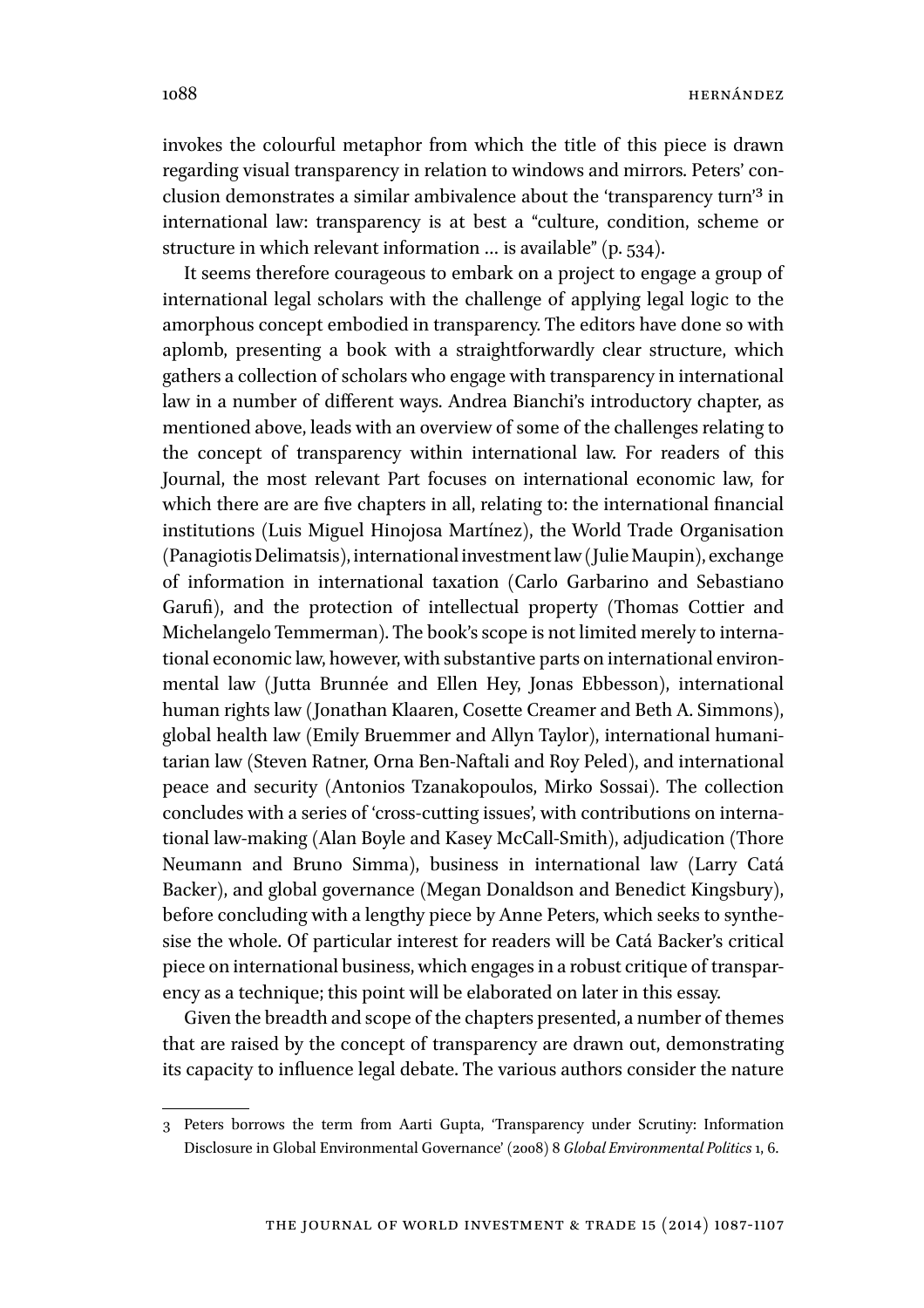invokes the colourful metaphor from which the title of this piece is drawn regarding visual transparency in relation to windows and mirrors. Peters' conclusion demonstrates a similar ambivalence about the 'transparency turn'[3] in international law: transparency is at best a "culture, condition, scheme or structure in which relevant information … is available" (p. 534).

It seems therefore courageous to embark on a project to engage a group of international legal scholars with the challenge of applying legal logic to the amorphous concept embodied in transparency. The editors have done so with aplomb, presenting a book with a straightforwardly clear structure, which gathers a collection of scholars who engage with transparency in international law in a number of different ways. Andrea Bianchi's introductory chapter, as mentioned above, leads with an overview of some of the challenges relating to the concept of transparency within international law. For readers of this Journal, the most relevant Part focuses on international economic law, for which there are are five chapters in all, relating to: the international financial institutions (Luis Miguel Hinojosa Martínez), the World Trade Organisation (Panagiotis Delimatsis), international investment law (Julie Maupin), exchange of information in international taxation (Carlo Garbarino and Sebastiano Garufi), and the protection of intellectual property (Thomas Cottier and Michelangelo Temmerman). The book's scope is not limited merely to international economic law, however, with substantive parts on international environmental law (Jutta Brunnée and Ellen Hey, Jonas Ebbesson), international human rights law (Jonathan Klaaren, Cosette Creamer and Beth A. Simmons), global health law (Emily Bruemmer and Allyn Taylor), international humanitarian law (Steven Ratner, Orna Ben-Naftali and Roy Peled), and international peace and security (Antonios Tzanakopoulos, Mirko Sossai). The collection concludes with a series of 'cross-cutting issues', with contributions on international law-making (Alan Boyle and Kasey McCall-Smith), adjudication (Thore Neumann and Bruno Simma), business in international law (Larry Catá Backer), and global governance (Megan Donaldson and Benedict Kingsbury), before concluding with a lengthy piece by Anne Peters, which seeks to synthesise the whole. Of particular interest for readers will be Catá Backer's critical piece on international business, which engages in a robust critique of transparency as a technique; this point will be elaborated on later in this essay.

Given the breadth and scope of the chapters presented, a number of themes that are raised by the concept of transparency are drawn out, demonstrating its capacity to influence legal debate. The various authors consider the nature

---

3 Peters borrows the term from Aarti Gupta, 'Transparency under Scrutiny: Information Disclosure in Global Environmental Governance' (2008) 8 *Global Environmental Politics* 1, 6.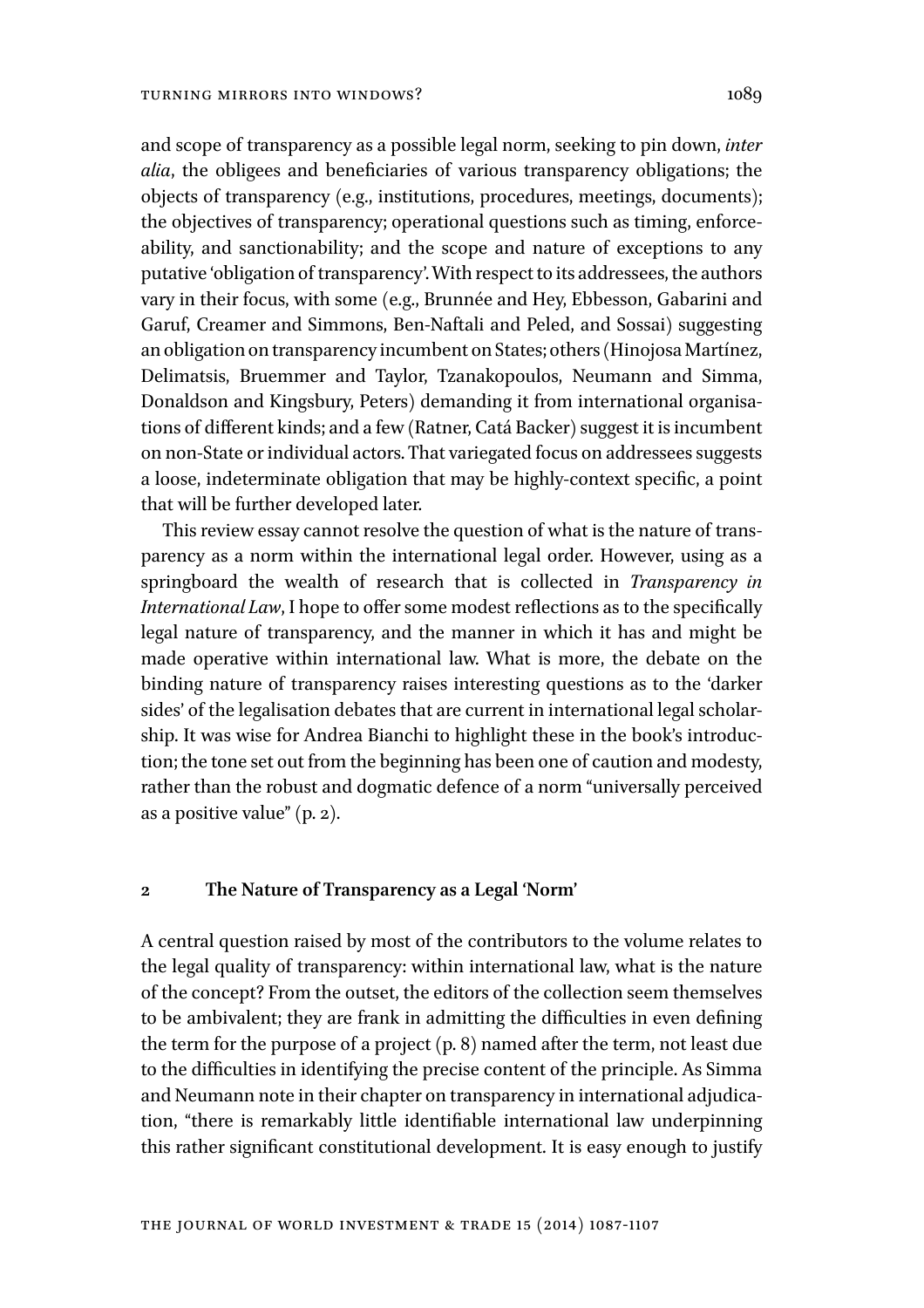and scope of transparency as a possible legal norm, seeking to pin down, *inter alia*, the obligees and beneficiaries of various transparency obligations; the objects of transparency (e.g., institutions, procedures, meetings, documents); the objectives of transparency; operational questions such as timing, enforceability, and sanctionability; and the scope and nature of exceptions to any putative 'obligation of transparency'. With respect to its addressees, the authors vary in their focus, with some (e.g., Brunnée and Hey, Ebbesson, Gabarini and Garuf, Creamer and Simmons, Ben-Naftali and Peled, and Sossai) suggesting an obligation on transparency incumbent on States; others (Hinojosa Martínez, Delimatsis, Bruemmer and Taylor, Tzanakopoulos, Neumann and Simma, Donaldson and Kingsbury, Peters) demanding it from international organisations of different kinds; and a few (Ratner, Catá Backer) suggest it is incumbent on non-State or individual actors. That variegated focus on addressees suggests a loose, indeterminate obligation that may be highly-context specific, a point that will be further developed later.

This review essay cannot resolve the question of what is the nature of transparency as a norm within the international legal order. However, using as a springboard the wealth of research that is collected in *Transparency in International Law*, I hope to offer some modest reflections as to the specifically legal nature of transparency, and the manner in which it has and might be made operative within international law. What is more, the debate on the binding nature of transparency raises interesting questions as to the 'darker sides' of the legalisation debates that are current in international legal scholarship. It was wise for Andrea Bianchi to highlight these in the book's introduction; the tone set out from the beginning has been one of caution and modesty, rather than the robust and dogmatic defence of a norm "universally perceived as a positive value" (p. 2).

## 2 The Nature of Transparency as a Legal 'Norm'

A central question raised by most of the contributors to the volume relates to the legal quality of transparency: within international law, what is the nature of the concept? From the outset, the editors of the collection seem themselves to be ambivalent; they are frank in admitting the difficulties in even defining the term for the purpose of a project (p. 8) named after the term, not least due to the difficulties in identifying the precise content of the principle. As Simma and Neumann note in their chapter on transparency in international adjudication, "there is remarkably little identifiable international law underpinning this rather significant constitutional development. It is easy enough to justify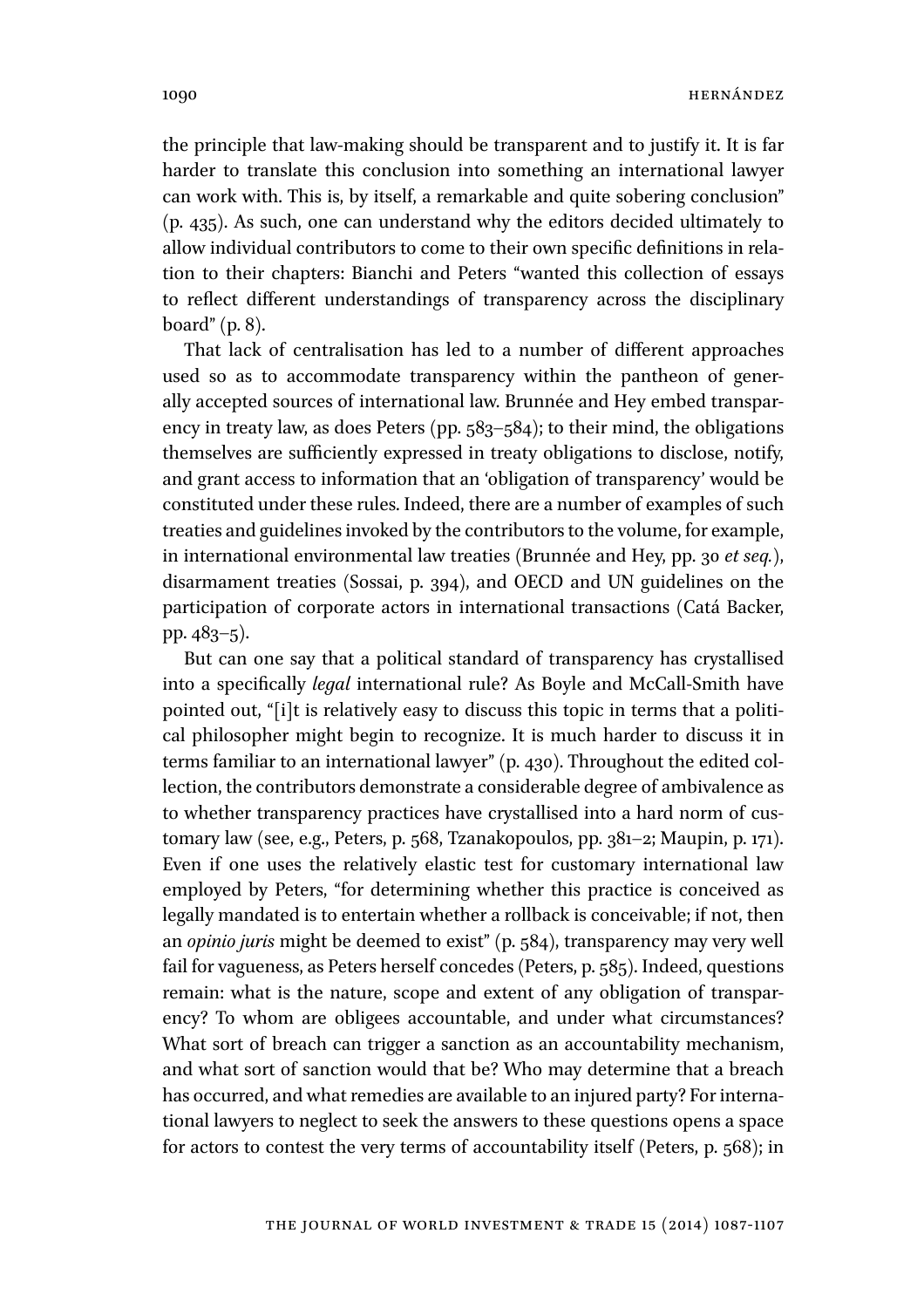the principle that law-making should be transparent and to justify it. It is far harder to translate this conclusion into something an international lawyer can work with. This is, by itself, a remarkable and quite sobering conclusion" (p. 435). As such, one can understand why the editors decided ultimately to allow individual contributors to come to their own specific definitions in relation to their chapters: Bianchi and Peters "wanted this collection of essays to reflect different understandings of transparency across the disciplinary board" (p. 8).

That lack of centralisation has led to a number of different approaches used so as to accommodate transparency within the pantheon of generally accepted sources of international law. Brunnée and Hey embed transparency in treaty law, as does Peters (pp. 583–584); to their mind, the obligations themselves are sufficiently expressed in treaty obligations to disclose, notify, and grant access to information that an 'obligation of transparency' would be constituted under these rules. Indeed, there are a number of examples of such treaties and guidelines invoked by the contributors to the volume, for example, in international environmental law treaties (Brunnée and Hey, pp. 30 *et seq.*), disarmament treaties (Sossai, p. 394), and OECD and UN guidelines on the participation of corporate actors in international transactions (Catá Backer, pp. 483–5).

But can one say that a political standard of transparency has crystallised into a specifically *legal* international rule? As Boyle and McCall-Smith have pointed out, "[i]t is relatively easy to discuss this topic in terms that a political philosopher might begin to recognize. It is much harder to discuss it in terms familiar to an international lawyer" (p. 430). Throughout the edited collection, the contributors demonstrate a considerable degree of ambivalence as to whether transparency practices have crystallised into a hard norm of customary law (see, e.g., Peters, p. 568, Tzanakopoulos, pp. 381–2; Maupin, p. 171). Even if one uses the relatively elastic test for customary international law employed by Peters, "for determining whether this practice is conceived as legally mandated is to entertain whether a rollback is conceivable; if not, then an *opinio juris* might be deemed to exist" (p. 584), transparency may very well fail for vagueness, as Peters herself concedes (Peters, p. 585). Indeed, questions remain: what is the nature, scope and extent of any obligation of transparency? To whom are obligees accountable, and under what circumstances? What sort of breach can trigger a sanction as an accountability mechanism, and what sort of sanction would that be? Who may determine that a breach has occurred, and what remedies are available to an injured party? For international lawyers to neglect to seek the answers to these questions opens a space for actors to contest the very terms of accountability itself (Peters, p. 568); in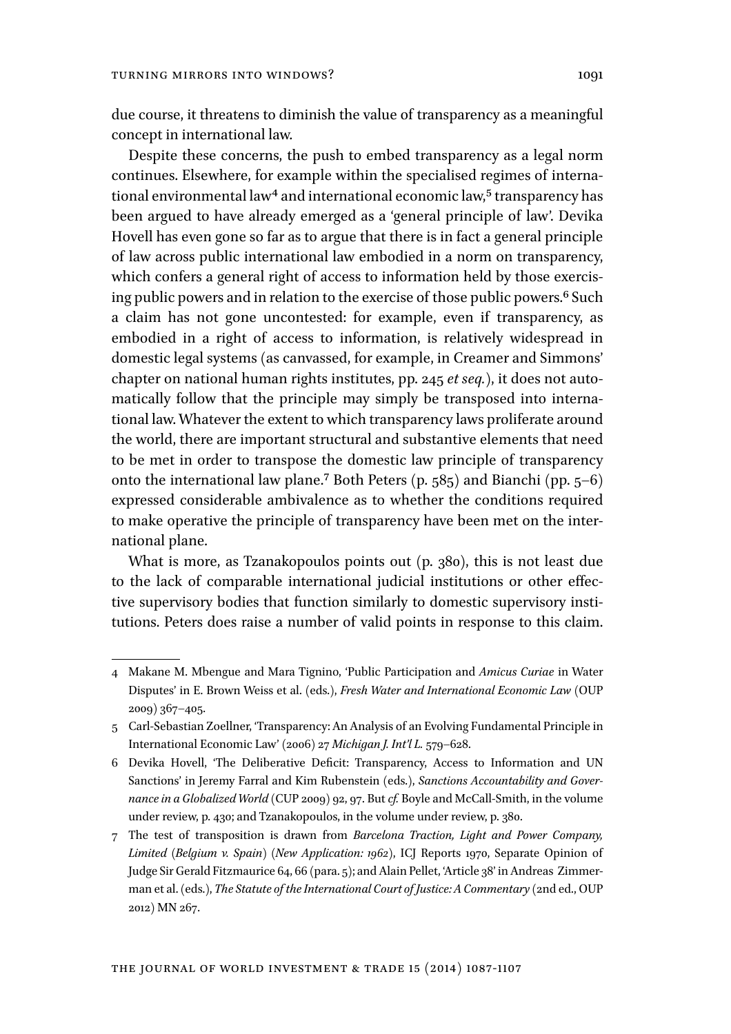due course, it threatens to diminish the value of transparency as a meaningful concept in international law.

Despite these concerns, the push to embed transparency as a legal norm continues. Elsewhere, for example within the specialised regimes of international environmental law[4] and international economic law,[5] transparency has been argued to have already emerged as a 'general principle of law'. Devika Hovell has even gone so far as to argue that there is in fact a general principle of law across public international law embodied in a norm on transparency, which confers a general right of access to information held by those exercising public powers and in relation to the exercise of those public powers.[6] Such a claim has not gone uncontested: for example, even if transparency, as embodied in a right of access to information, is relatively widespread in domestic legal systems (as canvassed, for example, in Creamer and Simmons' chapter on national human rights institutes, pp. 245 *et seq.*), it does not automatically follow that the principle may simply be transposed into international law. Whatever the extent to which transparency laws proliferate around the world, there are important structural and substantive elements that need to be met in order to transpose the domestic law principle of transparency onto the international law plane.[7] Both Peters (p. 585) and Bianchi (pp. 5–6) expressed considerable ambivalence as to whether the conditions required to make operative the principle of transparency have been met on the international plane.

What is more, as Tzanakopoulos points out (p. 380), this is not least due to the lack of comparable international judicial institutions or other effective supervisory bodies that function similarly to domestic supervisory institutions. Peters does raise a number of valid points in response to this claim.

---

4 Makane M. Mbengue and Mara Tignino, 'Public Participation and *Amicus Curiae* in Water Disputes' in E. Brown Weiss et al. (eds.), *Fresh Water and International Economic Law* (OUP 2009) 367–405.

5 Carl-Sebastian Zoellner, 'Transparency: An Analysis of an Evolving Fundamental Principle in International Economic Law' (2006) 27 *Michigan J. Int'l L.* 579–628.

6 Devika Hovell, 'The Deliberative Deficit: Transparency, Access to Information and UN Sanctions' in Jeremy Farral and Kim Rubenstein (eds.), *Sanctions Accountability and Governance in a Globalized World* (CUP 2009) 92, 97. But *cf.* Boyle and McCall-Smith, in the volume under review, p. 430; and Tzanakopoulos, in the volume under review, p. 380.

7 The test of transposition is drawn from *Barcelona Traction, Light and Power Company, Limited* (*Belgium v. Spain*) (*New Application: 1962*), ICJ Reports 1970, Separate Opinion of Judge Sir Gerald Fitzmaurice 64, 66 (para. 5); and Alain Pellet, 'Article 38' in Andreas Zimmerman et al. (eds.), *The Statute of the International Court of Justice: A Commentary* (2nd ed., OUP 2012) MN 267.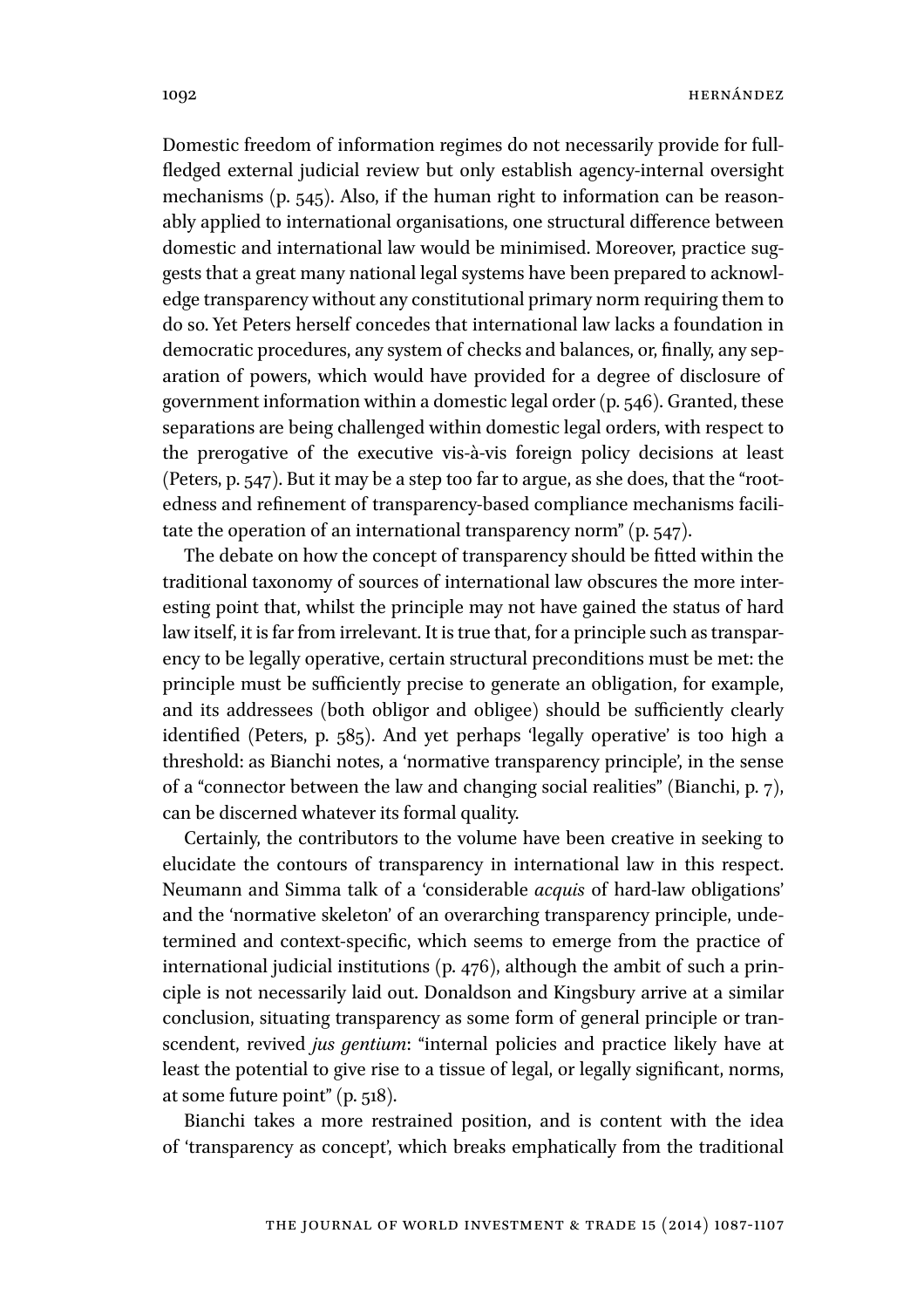Domestic freedom of information regimes do not necessarily provide for full-fledged external judicial review but only establish agency-internal oversight mechanisms (p. 545). Also, if the human right to information can be reasonably applied to international organisations, one structural difference between domestic and international law would be minimised. Moreover, practice suggests that a great many national legal systems have been prepared to acknowledge transparency without any constitutional primary norm requiring them to do so. Yet Peters herself concedes that international law lacks a foundation in democratic procedures, any system of checks and balances, or, finally, any separation of powers, which would have provided for a degree of disclosure of government information within a domestic legal order (p. 546). Granted, these separations are being challenged within domestic legal orders, with respect to the prerogative of the executive vis-à-vis foreign policy decisions at least (Peters, p. 547). But it may be a step too far to argue, as she does, that the "rootedness and refinement of transparency-based compliance mechanisms facilitate the operation of an international transparency norm" (p. 547).

The debate on how the concept of transparency should be fitted within the traditional taxonomy of sources of international law obscures the more interesting point that, whilst the principle may not have gained the status of hard law itself, it is far from irrelevant. It is true that, for a principle such as transparency to be legally operative, certain structural preconditions must be met: the principle must be sufficiently precise to generate an obligation, for example, and its addressees (both obligor and obligee) should be sufficiently clearly identified (Peters, p. 585). And yet perhaps 'legally operative' is too high a threshold: as Bianchi notes, a 'normative transparency principle', in the sense of a "connector between the law and changing social realities" (Bianchi, p. 7), can be discerned whatever its formal quality.

Certainly, the contributors to the volume have been creative in seeking to elucidate the contours of transparency in international law in this respect. Neumann and Simma talk of a 'considerable *acquis* of hard-law obligations' and the 'normative skeleton' of an overarching transparency principle, undetermined and context-specific, which seems to emerge from the practice of international judicial institutions (p. 476), although the ambit of such a principle is not necessarily laid out. Donaldson and Kingsbury arrive at a similar conclusion, situating transparency as some form of general principle or transcendent, revived *jus gentium*: "internal policies and practice likely have at least the potential to give rise to a tissue of legal, or legally significant, norms, at some future point" (p. 518).

Bianchi takes a more restrained position, and is content with the idea of 'transparency as concept', which breaks emphatically from the traditional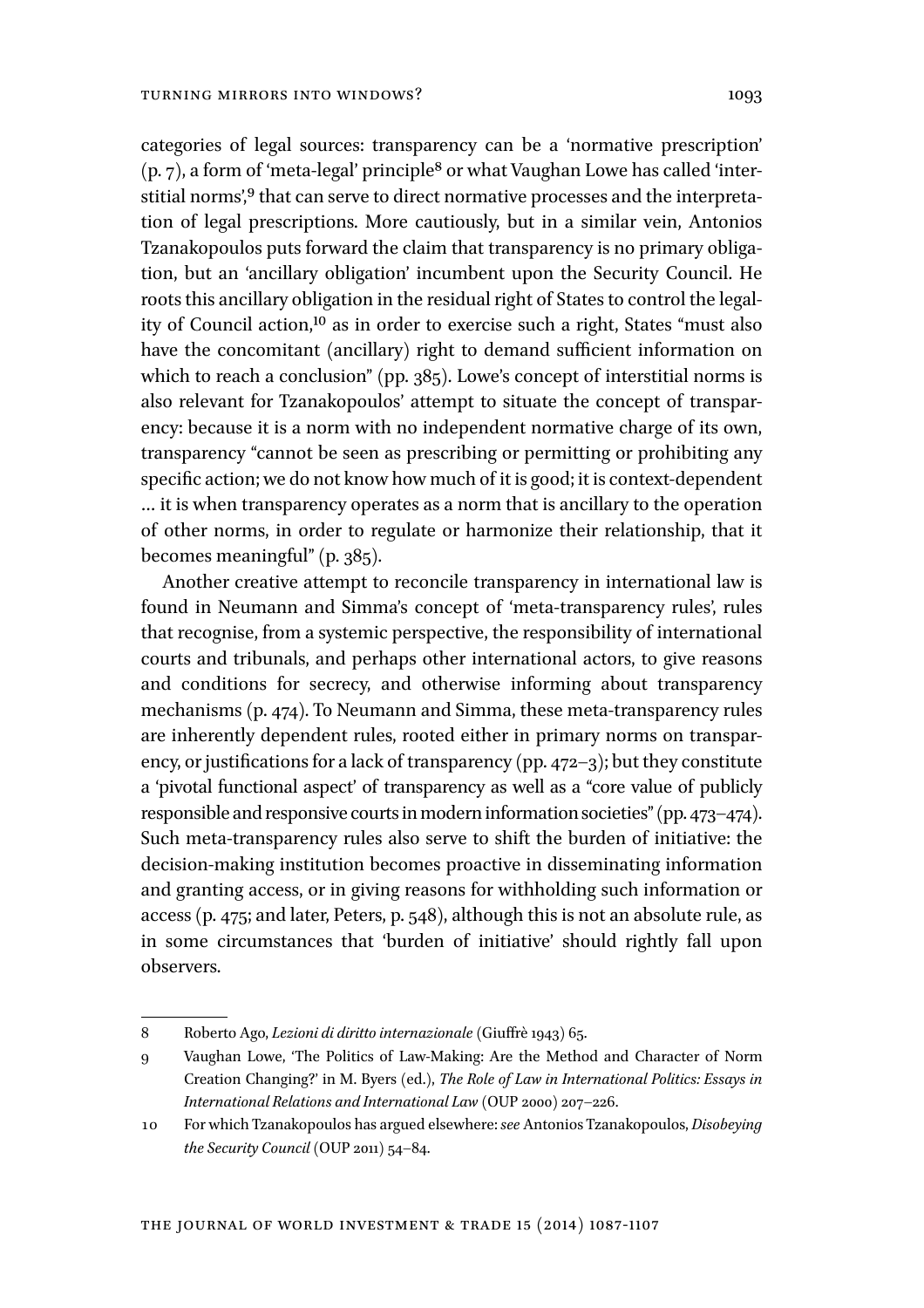categories of legal sources: transparency can be a 'normative prescription' (p. 7), a form of 'meta-legal' principle[8] or what Vaughan Lowe has called 'interstitial norms',[9] that can serve to direct normative processes and the interpretation of legal prescriptions. More cautiously, but in a similar vein, Antonios Tzanakopoulos puts forward the claim that transparency is no primary obligation, but an 'ancillary obligation' incumbent upon the Security Council. He roots this ancillary obligation in the residual right of States to control the legality of Council action,[10] as in order to exercise such a right, States "must also have the concomitant (ancillary) right to demand sufficient information on which to reach a conclusion" (pp. 385). Lowe's concept of interstitial norms is also relevant for Tzanakopoulos' attempt to situate the concept of transparency: because it is a norm with no independent normative charge of its own, transparency "cannot be seen as prescribing or permitting or prohibiting any specific action; we do not know how much of it is good; it is context-dependent … it is when transparency operates as a norm that is ancillary to the operation of other norms, in order to regulate or harmonize their relationship, that it becomes meaningful" (p. 385).

Another creative attempt to reconcile transparency in international law is found in Neumann and Simma's concept of 'meta-transparency rules', rules that recognise, from a systemic perspective, the responsibility of international courts and tribunals, and perhaps other international actors, to give reasons and conditions for secrecy, and otherwise informing about transparency mechanisms (p. 474). To Neumann and Simma, these meta-transparency rules are inherently dependent rules, rooted either in primary norms on transparency, or justifications for a lack of transparency (pp. 472–3); but they constitute a 'pivotal functional aspect' of transparency as well as a "core value of publicly responsible and responsive courts in modern information societies" (pp. 473–474). Such meta-transparency rules also serve to shift the burden of initiative: the decision-making institution becomes proactive in disseminating information and granting access, or in giving reasons for withholding such information or access (p. 475; and later, Peters, p. 548), although this is not an absolute rule, as in some circumstances that 'burden of initiative' should rightly fall upon observers.

8 Roberto Ago, *Lezioni di diritto internazionale* (Giuffrè 1943) 65.

9 Vaughan Lowe, 'The Politics of Law-Making: Are the Method and Character of Norm Creation Changing?' in M. Byers (ed.), *The Role of Law in International Politics: Essays in International Relations and International Law* (OUP 2000) 207–226.

10 For which Tzanakopoulos has argued elsewhere: *see* Antonios Tzanakopoulos, *Disobeying the Security Council* (OUP 2011) 54–84.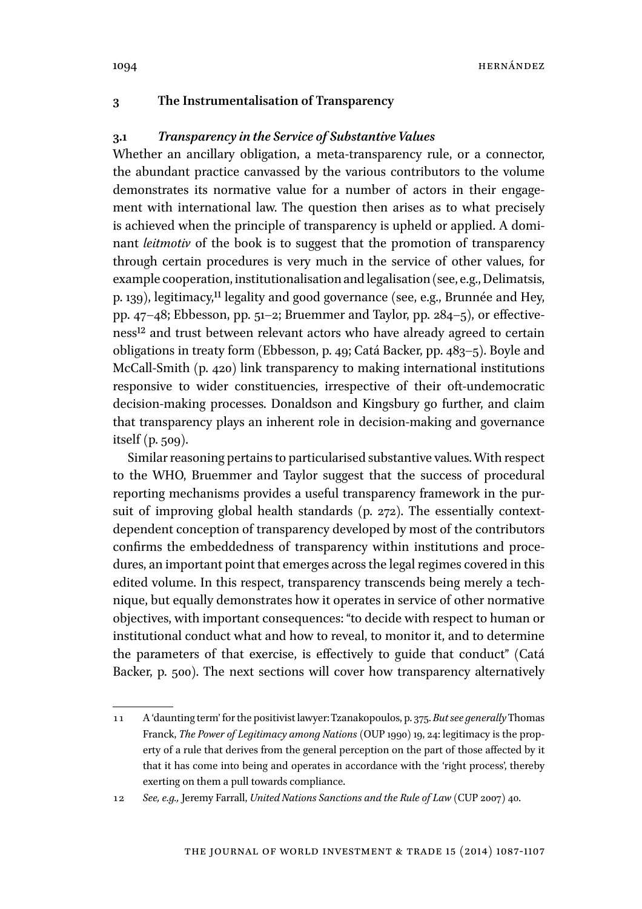## 3 The Instrumentalisation of Transparency

### 3.1 *Transparency in the Service of Substantive Values*

Whether an ancillary obligation, a meta-transparency rule, or a connector, the abundant practice canvassed by the various contributors to the volume demonstrates its normative value for a number of actors in their engagement with international law. The question then arises as to what precisely is achieved when the principle of transparency is upheld or applied. A dominant *leitmotiv* of the book is to suggest that the promotion of transparency through certain procedures is very much in the service of other values, for example cooperation, institutionalisation and legalisation (see, e.g., Delimatsis, p. 139), legitimacy,[11] legality and good governance (see, e.g., Brunnée and Hey, pp. 47–48; Ebbesson, pp. 51–2; Bruemmer and Taylor, pp. 284–5), or effectiveness[12] and trust between relevant actors who have already agreed to certain obligations in treaty form (Ebbesson, p. 49; Catá Backer, pp. 483–5). Boyle and McCall-Smith (p. 420) link transparency to making international institutions responsive to wider constituencies, irrespective of their oft-undemocratic decision-making processes. Donaldson and Kingsbury go further, and claim that transparency plays an inherent role in decision-making and governance itself (p. 509).

Similar reasoning pertains to particularised substantive values. With respect to the WHO, Bruemmer and Taylor suggest that the success of procedural reporting mechanisms provides a useful transparency framework in the pursuit of improving global health standards (p. 272). The essentially context-dependent conception of transparency developed by most of the contributors confirms the embeddedness of transparency within institutions and procedures, an important point that emerges across the legal regimes covered in this edited volume. In this respect, transparency transcends being merely a technique, but equally demonstrates how it operates in service of other normative objectives, with important consequences: "to decide with respect to human or institutional conduct what and how to reveal, to monitor it, and to determine the parameters of that exercise, is effectively to guide that conduct" (Catá Backer, p. 500). The next sections will cover how transparency alternatively

---

11 A 'daunting term' for the positivist lawyer: Tzanakopoulos, p. 375. *But see generally* Thomas Franck, *The Power of Legitimacy among Nations* (OUP 1990) 19, 24: legitimacy is the property of a rule that derives from the general perception on the part of those affected by it that it has come into being and operates in accordance with the 'right process', thereby exerting on them a pull towards compliance.

12 *See, e.g.,* Jeremy Farrall, *United Nations Sanctions and the Rule of Law* (CUP 2007) 40.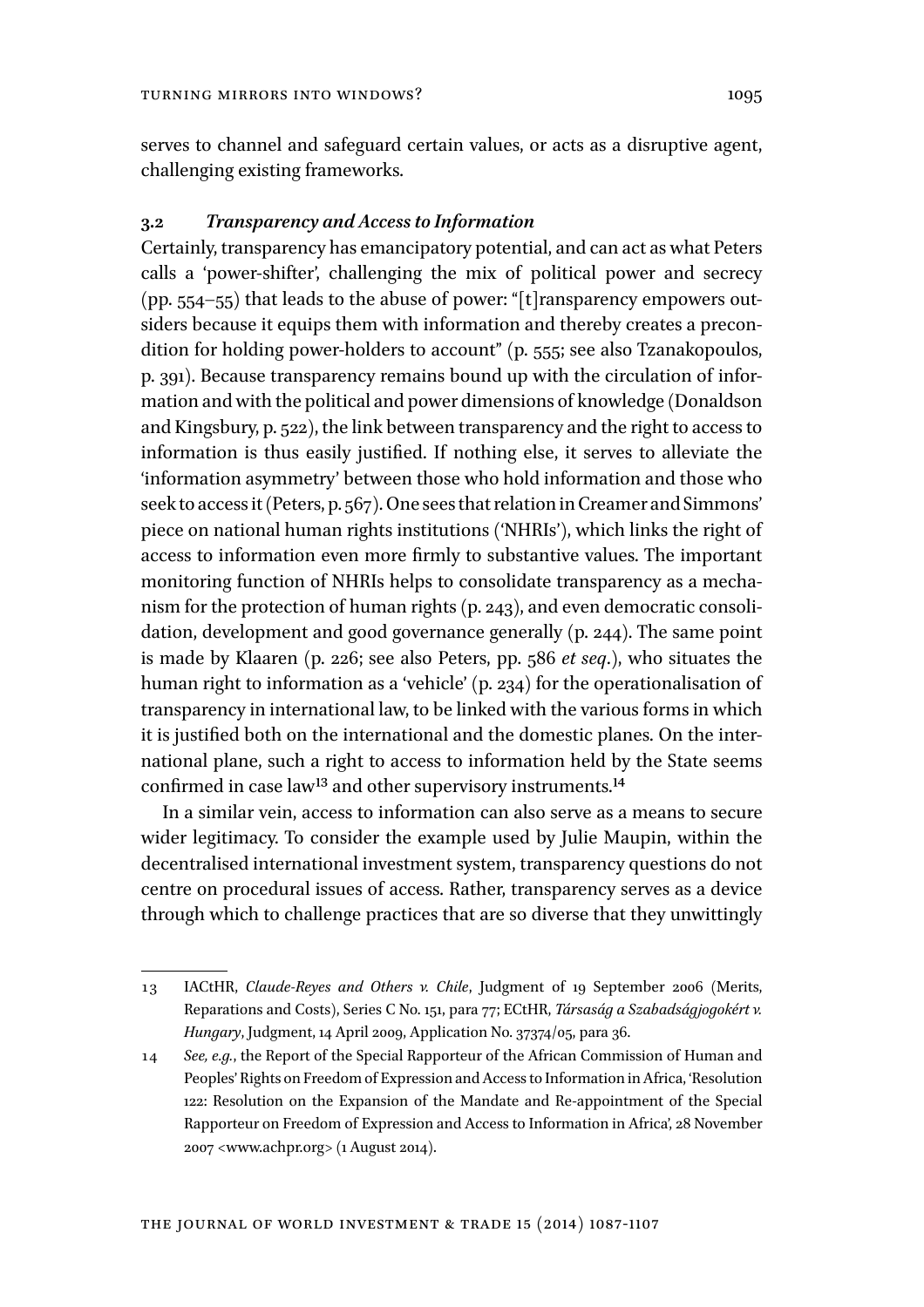serves to channel and safeguard certain values, or acts as a disruptive agent, challenging existing frameworks.

### 3.2 *Transparency and Access to Information*

Certainly, transparency has emancipatory potential, and can act as what Peters calls a 'power-shifter', challenging the mix of political power and secrecy (pp. 554–55) that leads to the abuse of power: "[t]ransparency empowers outsiders because it equips them with information and thereby creates a precondition for holding power-holders to account" (p. 555; see also Tzanakopoulos, p. 391). Because transparency remains bound up with the circulation of information and with the political and power dimensions of knowledge (Donaldson and Kingsbury, p. 522), the link between transparency and the right to access to information is thus easily justified. If nothing else, it serves to alleviate the 'information asymmetry' between those who hold information and those who seek to access it (Peters, p. 567). One sees that relation in Creamer and Simmons' piece on national human rights institutions ('NHRIs'), which links the right of access to information even more firmly to substantive values. The important monitoring function of NHRIs helps to consolidate transparency as a mechanism for the protection of human rights (p. 243), and even democratic consolidation, development and good governance generally (p. 244). The same point is made by Klaaren (p. 226; see also Peters, pp. 586 *et seq*.), who situates the human right to information as a 'vehicle' (p. 234) for the operationalisation of transparency in international law, to be linked with the various forms in which it is justified both on the international and the domestic planes. On the international plane, such a right to access to information held by the State seems confirmed in case law[13] and other supervisory instruments.[14]

In a similar vein, access to information can also serve as a means to secure wider legitimacy. To consider the example used by Julie Maupin, within the decentralised international investment system, transparency questions do not centre on procedural issues of access. Rather, transparency serves as a device through which to challenge practices that are so diverse that they unwittingly

---

13 IACtHR, *Claude-Reyes and Others v. Chile*, Judgment of 19 September 2006 (Merits, Reparations and Costs), Series C No. 151, para 77; ECtHR, *Társaság a Szabadságjogokért v. Hungary*, Judgment, 14 April 2009, Application No. 37374/05, para 36.

14 *See, e.g.*, the Report of the Special Rapporteur of the African Commission of Human and Peoples' Rights on Freedom of Expression and Access to Information in Africa, 'Resolution 122: Resolution on the Expansion of the Mandate and Re-appointment of the Special Rapporteur on Freedom of Expression and Access to Information in Africa', 28 November 2007 <www.achpr.org> (1 August 2014).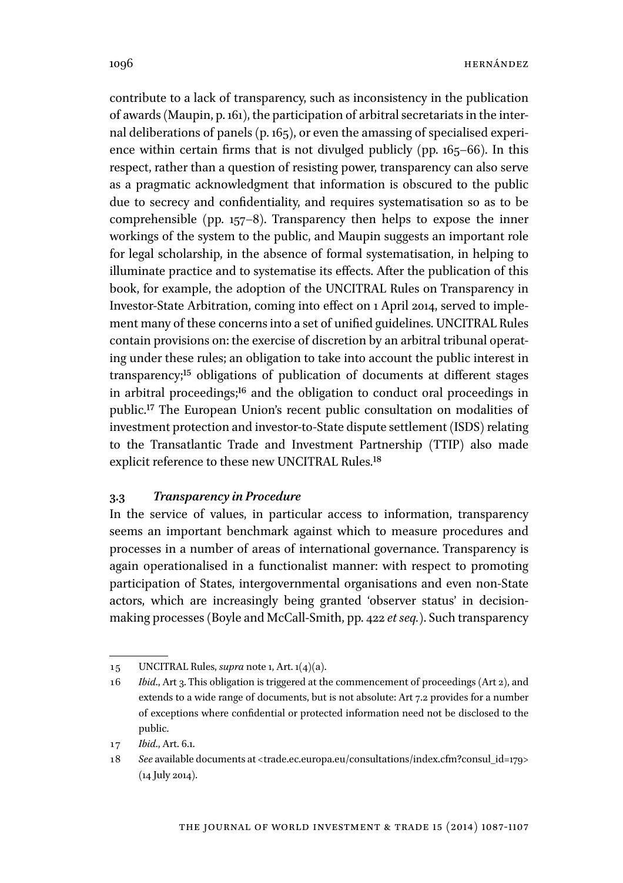contribute to a lack of transparency, such as inconsistency in the publication of awards (Maupin, p. 161), the participation of arbitral secretariats in the internal deliberations of panels (p. 165), or even the amassing of specialised experience within certain firms that is not divulged publicly (pp. 165–66). In this respect, rather than a question of resisting power, transparency can also serve as a pragmatic acknowledgment that information is obscured to the public due to secrecy and confidentiality, and requires systematisation so as to be comprehensible (pp. 157–8). Transparency then helps to expose the inner workings of the system to the public, and Maupin suggests an important role for legal scholarship, in the absence of formal systematisation, in helping to illuminate practice and to systematise its effects. After the publication of this book, for example, the adoption of the UNCITRAL Rules on Transparency in Investor-State Arbitration, coming into effect on 1 April 2014, served to implement many of these concerns into a set of unified guidelines. UNCITRAL Rules contain provisions on: the exercise of discretion by an arbitral tribunal operating under these rules; an obligation to take into account the public interest in transparency;[15] obligations of publication of documents at different stages in arbitral proceedings;[16] and the obligation to conduct oral proceedings in public.[17] The European Union's recent public consultation on modalities of investment protection and investor-to-State dispute settlement (ISDS) relating to the Transatlantic Trade and Investment Partnership (TTIP) also made explicit reference to these new UNCITRAL Rules.[18]

### 3.3 *Transparency in Procedure*

In the service of values, in particular access to information, transparency seems an important benchmark against which to measure procedures and processes in a number of areas of international governance. Transparency is again operationalised in a functionalist manner: with respect to promoting participation of States, intergovernmental organisations and even non-State actors, which are increasingly being granted 'observer status' in decision-making processes (Boyle and McCall-Smith, pp. 422 *et seq.*). Such transparency

---

15 UNCITRAL Rules, *supra* note 1, Art. 1(4)(a).

16 *Ibid.*, Art 3. This obligation is triggered at the commencement of proceedings (Art 2), and extends to a wide range of documents, but is not absolute: Art 7.2 provides for a number of exceptions where confidential or protected information need not be disclosed to the public.

17 *Ibid.*, Art. 6.1.

18 *See* available documents at <trade.ec.europa.eu/consultations/index.cfm?consul_id=179> (14 July 2014).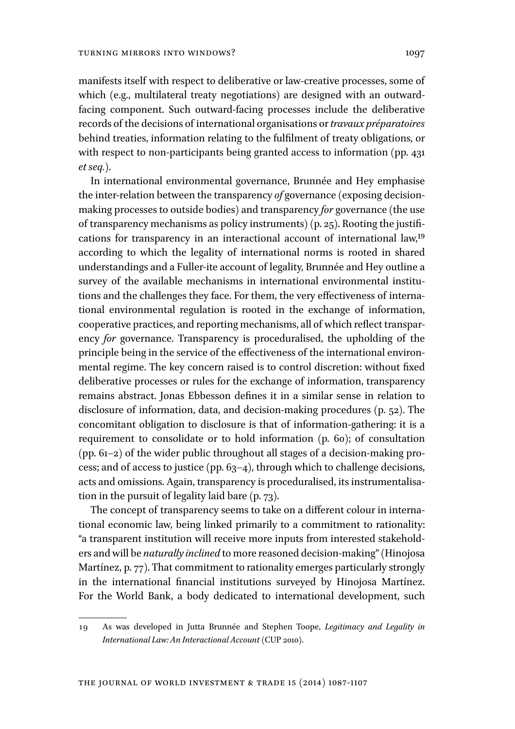manifests itself with respect to deliberative or law-creative processes, some of which (e.g., multilateral treaty negotiations) are designed with an outward-facing component. Such outward-facing processes include the deliberative records of the decisions of international organisations or *travaux préparatoires* behind treaties, information relating to the fulfilment of treaty obligations, or with respect to non-participants being granted access to information (pp. 431 *et seq.*).

In international environmental governance, Brunnée and Hey emphasise the inter-relation between the transparency *of* governance (exposing decision-making processes to outside bodies) and transparency *for* governance (the use of transparency mechanisms as policy instruments) (p. 25). Rooting the justifications for transparency in an interactional account of international law,[19] according to which the legality of international norms is rooted in shared understandings and a Fuller-ite account of legality, Brunnée and Hey outline a survey of the available mechanisms in international environmental institutions and the challenges they face. For them, the very effectiveness of international environmental regulation is rooted in the exchange of information, cooperative practices, and reporting mechanisms, all of which reflect transparency *for* governance. Transparency is proceduralised, the upholding of the principle being in the service of the effectiveness of the international environmental regime. The key concern raised is to control discretion: without fixed deliberative processes or rules for the exchange of information, transparency remains abstract. Jonas Ebbesson defines it in a similar sense in relation to disclosure of information, data, and decision-making procedures (p. 52). The concomitant obligation to disclosure is that of information-gathering: it is a requirement to consolidate or to hold information (p. 60); of consultation (pp. 61–2) of the wider public throughout all stages of a decision-making process; and of access to justice (pp. 63–4), through which to challenge decisions, acts and omissions. Again, transparency is proceduralised, its instrumentalisation in the pursuit of legality laid bare (p. 73).

The concept of transparency seems to take on a different colour in international economic law, being linked primarily to a commitment to rationality: "a transparent institution will receive more inputs from interested stakeholders and will be *naturally inclined* to more reasoned decision-making" (Hinojosa Martínez, p. 77). That commitment to rationality emerges particularly strongly in the international financial institutions surveyed by Hinojosa Martínez. For the World Bank, a body dedicated to international development, such

---

19 As was developed in Jutta Brunnée and Stephen Toope, *Legitimacy and Legality in International Law: An Interactional Account* (CUP 2010).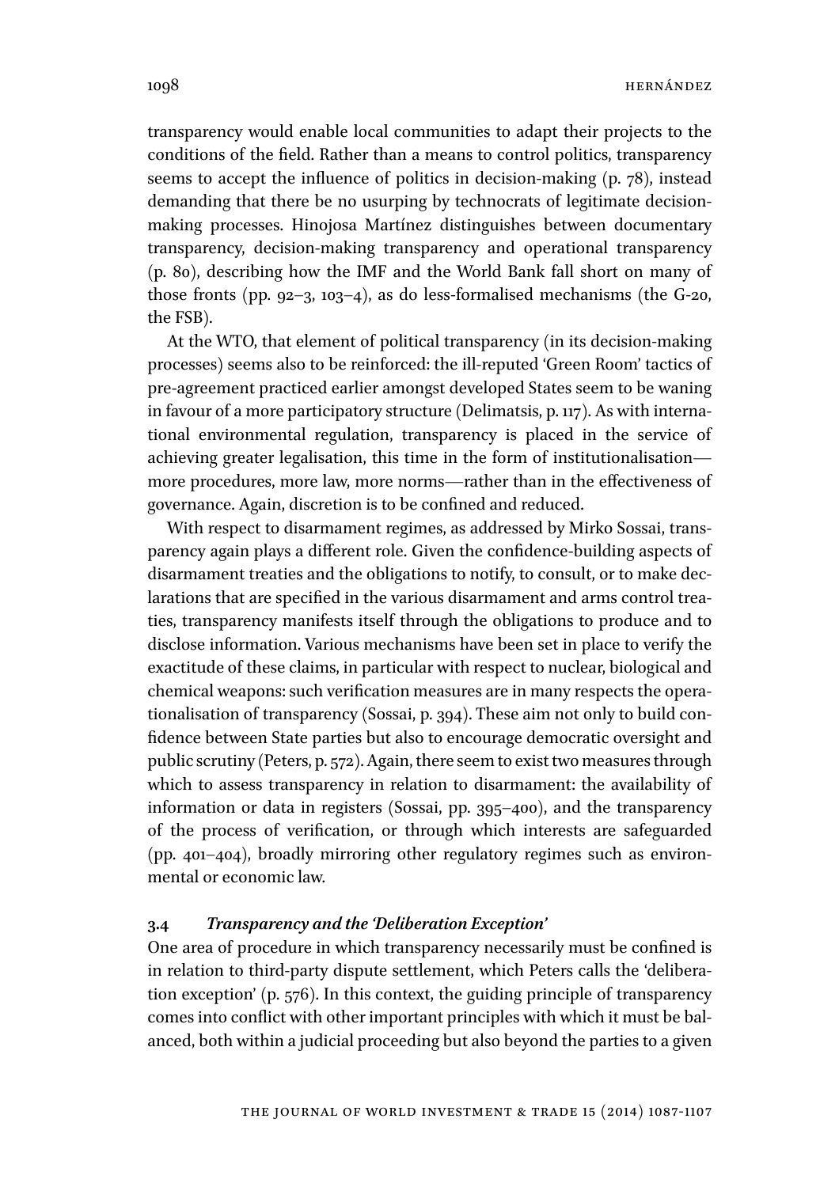transparency would enable local communities to adapt their projects to the conditions of the field. Rather than a means to control politics, transparency seems to accept the influence of politics in decision-making (p. 78), instead demanding that there be no usurping by technocrats of legitimate decision-making processes. Hinojosa Martínez distinguishes between documentary transparency, decision-making transparency and operational transparency (p. 80), describing how the IMF and the World Bank fall short on many of those fronts (pp. 92–3, 103–4), as do less-formalised mechanisms (the G-20, the FSB).

At the WTO, that element of political transparency (in its decision-making processes) seems also to be reinforced: the ill-reputed 'Green Room' tactics of pre-agreement practiced earlier amongst developed States seem to be waning in favour of a more participatory structure (Delimatsis, p. 117). As with international environmental regulation, transparency is placed in the service of achieving greater legalisation, this time in the form of institutionalisation—more procedures, more law, more norms—rather than in the effectiveness of governance. Again, discretion is to be confined and reduced.

With respect to disarmament regimes, as addressed by Mirko Sossai, transparency again plays a different role. Given the confidence-building aspects of disarmament treaties and the obligations to notify, to consult, or to make declarations that are specified in the various disarmament and arms control treaties, transparency manifests itself through the obligations to produce and to disclose information. Various mechanisms have been set in place to verify the exactitude of these claims, in particular with respect to nuclear, biological and chemical weapons: such verification measures are in many respects the operationalisation of transparency (Sossai, p. 394). These aim not only to build confidence between State parties but also to encourage democratic oversight and public scrutiny (Peters, p. 572). Again, there seem to exist two measures through which to assess transparency in relation to disarmament: the availability of information or data in registers (Sossai, pp. 395–400), and the transparency of the process of verification, or through which interests are safeguarded (pp. 401–404), broadly mirroring other regulatory regimes such as environmental or economic law.

### 3.4 *Transparency and the 'Deliberation Exception'*

One area of procedure in which transparency necessarily must be confined is in relation to third-party dispute settlement, which Peters calls the 'deliberation exception' (p. 576). In this context, the guiding principle of transparency comes into conflict with other important principles with which it must be balanced, both within a judicial proceeding but also beyond the parties to a given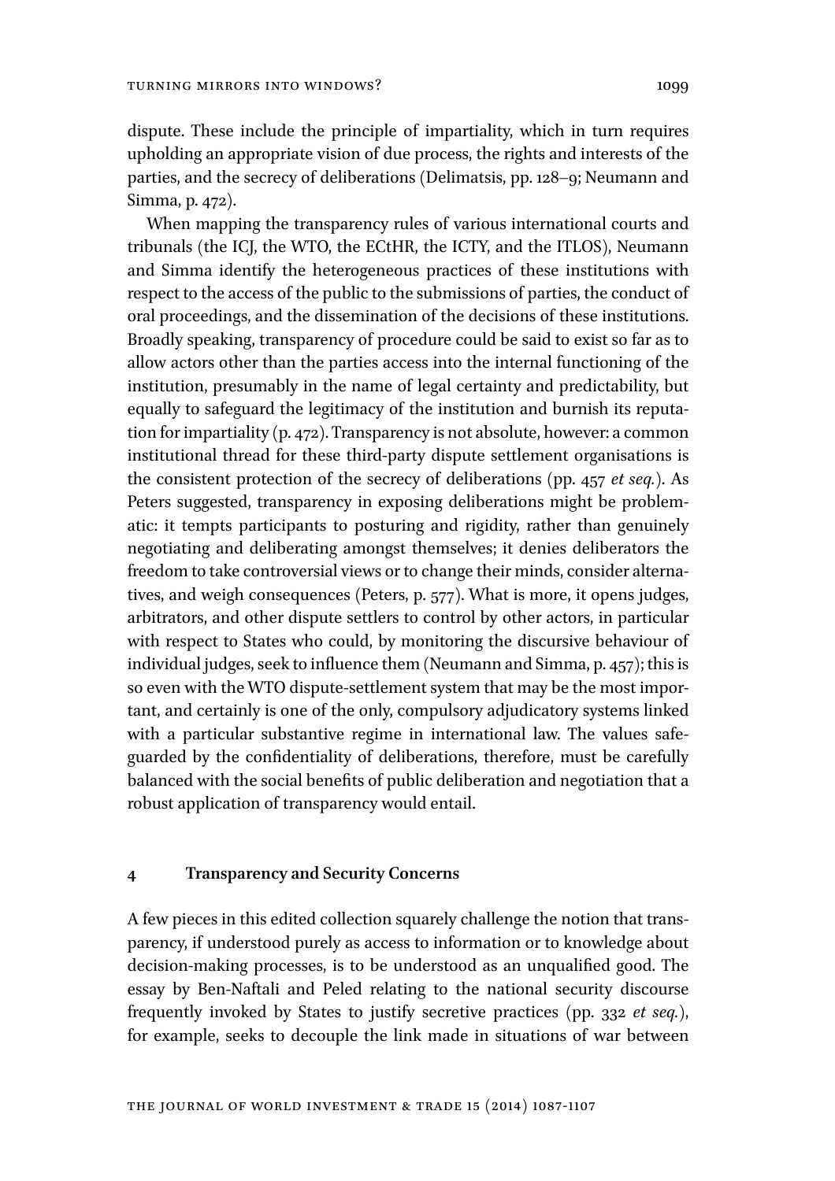dispute. These include the principle of impartiality, which in turn requires upholding an appropriate vision of due process, the rights and interests of the parties, and the secrecy of deliberations (Delimatsis, pp. 128–9; Neumann and Simma, p. 472).

When mapping the transparency rules of various international courts and tribunals (the ICJ, the WTO, the ECtHR, the ICTY, and the ITLOS), Neumann and Simma identify the heterogeneous practices of these institutions with respect to the access of the public to the submissions of parties, the conduct of oral proceedings, and the dissemination of the decisions of these institutions. Broadly speaking, transparency of procedure could be said to exist so far as to allow actors other than the parties access into the internal functioning of the institution, presumably in the name of legal certainty and predictability, but equally to safeguard the legitimacy of the institution and burnish its reputation for impartiality (p. 472). Transparency is not absolute, however: a common institutional thread for these third-party dispute settlement organisations is the consistent protection of the secrecy of deliberations (pp. 457 *et seq.*). As Peters suggested, transparency in exposing deliberations might be problematic: it tempts participants to posturing and rigidity, rather than genuinely negotiating and deliberating amongst themselves; it denies deliberators the freedom to take controversial views or to change their minds, consider alternatives, and weigh consequences (Peters, p. 577). What is more, it opens judges, arbitrators, and other dispute settlers to control by other actors, in particular with respect to States who could, by monitoring the discursive behaviour of individual judges, seek to influence them (Neumann and Simma, p. 457); this is so even with the WTO dispute-settlement system that may be the most important, and certainly is one of the only, compulsory adjudicatory systems linked with a particular substantive regime in international law. The values safeguarded by the confidentiality of deliberations, therefore, must be carefully balanced with the social benefits of public deliberation and negotiation that a robust application of transparency would entail.

## 4 Transparency and Security Concerns

A few pieces in this edited collection squarely challenge the notion that transparency, if understood purely as access to information or to knowledge about decision-making processes, is to be understood as an unqualified good. The essay by Ben-Naftali and Peled relating to the national security discourse frequently invoked by States to justify secretive practices (pp. 332 *et seq.*), for example, seeks to decouple the link made in situations of war between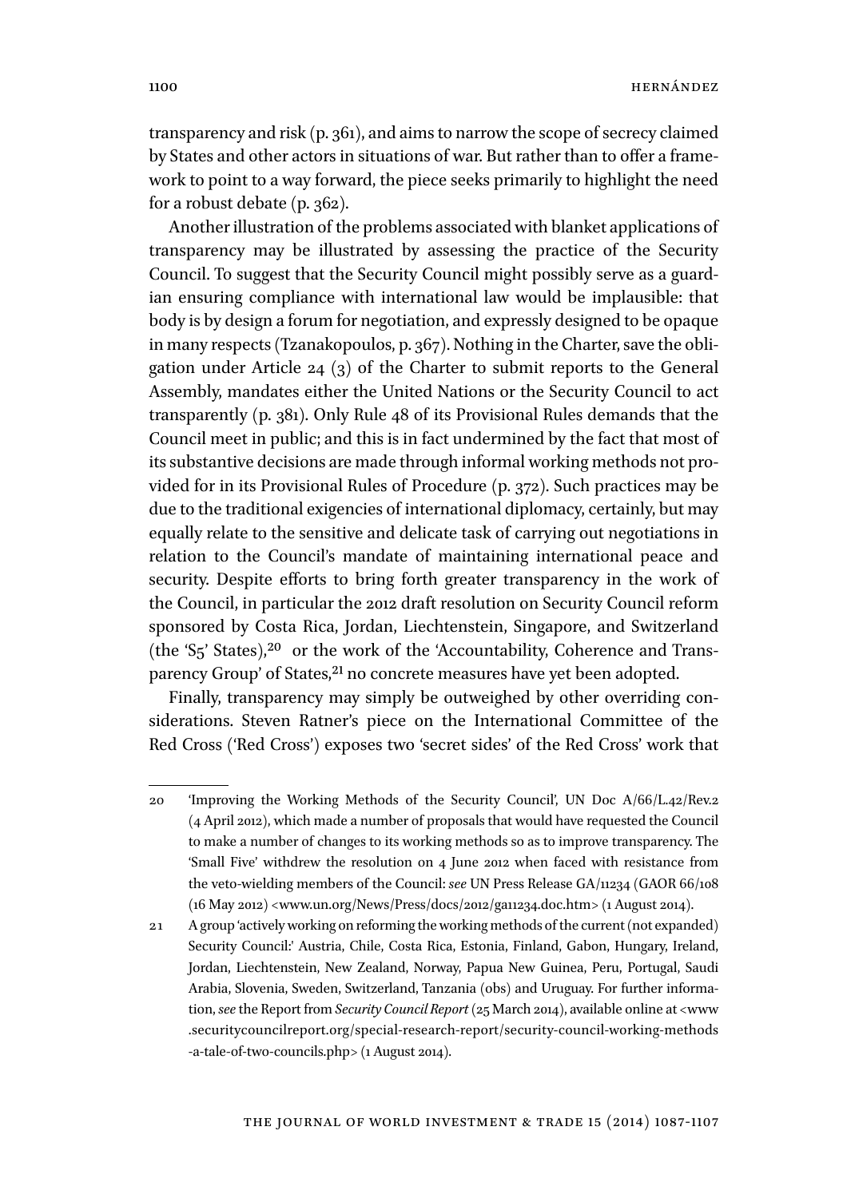transparency and risk (p. 361), and aims to narrow the scope of secrecy claimed by States and other actors in situations of war. But rather than to offer a framework to point to a way forward, the piece seeks primarily to highlight the need for a robust debate (p. 362).

Another illustration of the problems associated with blanket applications of transparency may be illustrated by assessing the practice of the Security Council. To suggest that the Security Council might possibly serve as a guardian ensuring compliance with international law would be implausible: that body is by design a forum for negotiation, and expressly designed to be opaque in many respects (Tzanakopoulos, p. 367). Nothing in the Charter, save the obligation under Article 24 (3) of the Charter to submit reports to the General Assembly, mandates either the United Nations or the Security Council to act transparently (p. 381). Only Rule 48 of its Provisional Rules demands that the Council meet in public; and this is in fact undermined by the fact that most of its substantive decisions are made through informal working methods not provided for in its Provisional Rules of Procedure (p. 372). Such practices may be due to the traditional exigencies of international diplomacy, certainly, but may equally relate to the sensitive and delicate task of carrying out negotiations in relation to the Council's mandate of maintaining international peace and security. Despite efforts to bring forth greater transparency in the work of the Council, in particular the 2012 draft resolution on Security Council reform sponsored by Costa Rica, Jordan, Liechtenstein, Singapore, and Switzerland (the 'S5' States),[20] or the work of the 'Accountability, Coherence and Transparency Group' of States,[21] no concrete measures have yet been adopted.

Finally, transparency may simply be outweighed by other overriding considerations. Steven Ratner's piece on the International Committee of the Red Cross ('Red Cross') exposes two 'secret sides' of the Red Cross' work that

---

20 'Improving the Working Methods of the Security Council', UN Doc A/66/L.42/Rev.2 (4 April 2012), which made a number of proposals that would have requested the Council to make a number of changes to its working methods so as to improve transparency. The 'Small Five' withdrew the resolution on 4 June 2012 when faced with resistance from the veto-wielding members of the Council: *see* UN Press Release GA/11234 (GAOR 66/108 (16 May 2012) <www.un.org/News/Press/docs/2012/ga11234.doc.htm> (1 August 2014).

21 A group 'actively working on reforming the working methods of the current (not expanded) Security Council:' Austria, Chile, Costa Rica, Estonia, Finland, Gabon, Hungary, Ireland, Jordan, Liechtenstein, New Zealand, Norway, Papua New Guinea, Peru, Portugal, Saudi Arabia, Slovenia, Sweden, Switzerland, Tanzania (obs) and Uruguay. For further information, *see* the Report from *Security Council Report* (25 March 2014), available online at <www.securitycouncilreport.org/special-research-report/security-council-working-methods-a-tale-of-two-councils.php> (1 August 2014).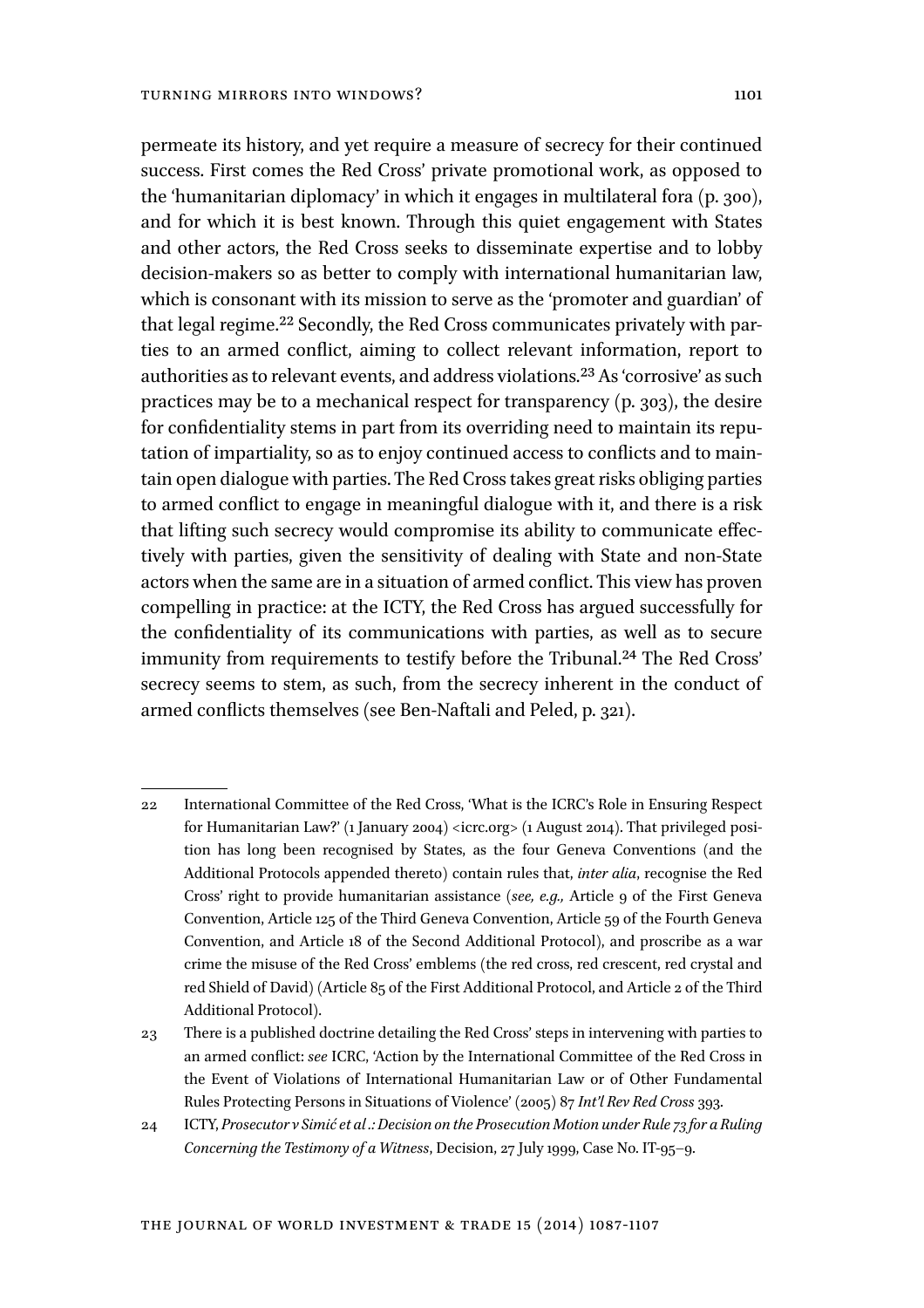permeate its history, and yet require a measure of secrecy for their continued success. First comes the Red Cross' private promotional work, as opposed to the 'humanitarian diplomacy' in which it engages in multilateral fora (p. 300), and for which it is best known. Through this quiet engagement with States and other actors, the Red Cross seeks to disseminate expertise and to lobby decision-makers so as better to comply with international humanitarian law, which is consonant with its mission to serve as the 'promoter and guardian' of that legal regime.[22] Secondly, the Red Cross communicates privately with parties to an armed conflict, aiming to collect relevant information, report to authorities as to relevant events, and address violations.[23] As 'corrosive' as such practices may be to a mechanical respect for transparency (p. 303), the desire for confidentiality stems in part from its overriding need to maintain its reputation of impartiality, so as to enjoy continued access to conflicts and to maintain open dialogue with parties. The Red Cross takes great risks obliging parties to armed conflict to engage in meaningful dialogue with it, and there is a risk that lifting such secrecy would compromise its ability to communicate effectively with parties, given the sensitivity of dealing with State and non-State actors when the same are in a situation of armed conflict. This view has proven compelling in practice: at the ICTY, the Red Cross has argued successfully for the confidentiality of its communications with parties, as well as to secure immunity from requirements to testify before the Tribunal.[24] The Red Cross' secrecy seems to stem, as such, from the secrecy inherent in the conduct of armed conflicts themselves (see Ben-Naftali and Peled, p. 321).

---

22 International Committee of the Red Cross, 'What is the ICRC's Role in Ensuring Respect for Humanitarian Law?' (1 January 2004) <icrc.org> (1 August 2014). That privileged position has long been recognised by States, as the four Geneva Conventions (and the Additional Protocols appended thereto) contain rules that, *inter alia*, recognise the Red Cross' right to provide humanitarian assistance (*see, e.g.,* Article 9 of the First Geneva Convention, Article 125 of the Third Geneva Convention, Article 59 of the Fourth Geneva Convention, and Article 18 of the Second Additional Protocol), and proscribe as a war crime the misuse of the Red Cross' emblems (the red cross, red crescent, red crystal and red Shield of David) (Article 85 of the First Additional Protocol, and Article 2 of the Third Additional Protocol).

23 There is a published doctrine detailing the Red Cross' steps in intervening with parties to an armed conflict: *see* ICRC, 'Action by the International Committee of the Red Cross in the Event of Violations of International Humanitarian Law or of Other Fundamental Rules Protecting Persons in Situations of Violence' (2005) 87 *Int'l Rev Red Cross* 393.

24 ICTY, *Prosecutor v Simić et al.: Decision on the Prosecution Motion under Rule 73 for a Ruling Concerning the Testimony of a Witness*, Decision, 27 July 1999, Case No. IT-95–9.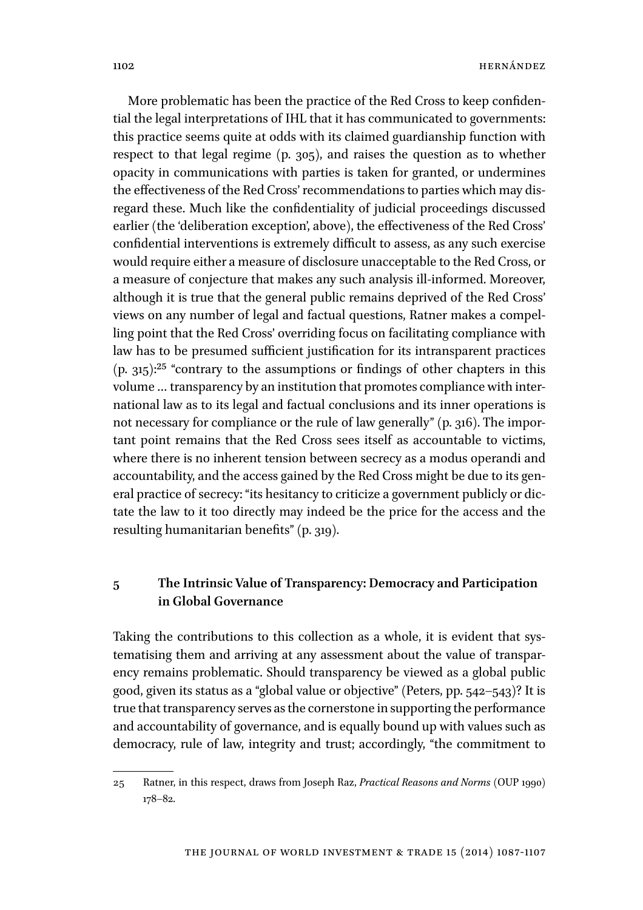More problematic has been the practice of the Red Cross to keep confidential the legal interpretations of IHL that it has communicated to governments: this practice seems quite at odds with its claimed guardianship function with respect to that legal regime (p. 305), and raises the question as to whether opacity in communications with parties is taken for granted, or undermines the effectiveness of the Red Cross' recommendations to parties which may disregard these. Much like the confidentiality of judicial proceedings discussed earlier (the 'deliberation exception', above), the effectiveness of the Red Cross' confidential interventions is extremely difficult to assess, as any such exercise would require either a measure of disclosure unacceptable to the Red Cross, or a measure of conjecture that makes any such analysis ill-informed. Moreover, although it is true that the general public remains deprived of the Red Cross' views on any number of legal and factual questions, Ratner makes a compelling point that the Red Cross' overriding focus on facilitating compliance with law has to be presumed sufficient justification for its intransparent practices (p. 315):[25] "contrary to the assumptions or findings of other chapters in this volume … transparency by an institution that promotes compliance with international law as to its legal and factual conclusions and its inner operations is not necessary for compliance or the rule of law generally" (p. 316). The important point remains that the Red Cross sees itself as accountable to victims, where there is no inherent tension between secrecy as a modus operandi and accountability, and the access gained by the Red Cross might be due to its general practice of secrecy: "its hesitancy to criticize a government publicly or dictate the law to it too directly may indeed be the price for the access and the resulting humanitarian benefits" (p. 319).

## 5 The Intrinsic Value of Transparency: Democracy and Participation in Global Governance

Taking the contributions to this collection as a whole, it is evident that systematising them and arriving at any assessment about the value of transparency remains problematic. Should transparency be viewed as a global public good, given its status as a "global value or objective" (Peters, pp. 542–543)? It is true that transparency serves as the cornerstone in supporting the performance and accountability of governance, and is equally bound up with values such as democracy, rule of law, integrity and trust; accordingly, "the commitment to

---

25 Ratner, in this respect, draws from Joseph Raz, *Practical Reasons and Norms* (OUP 1990) 178–82.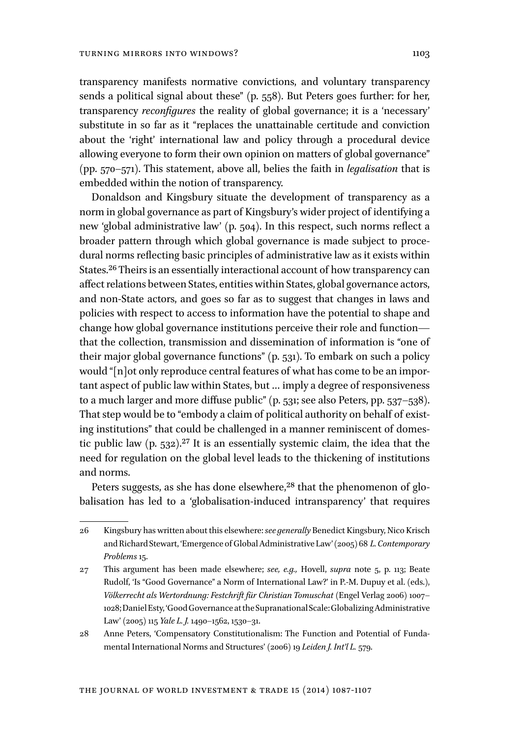transparency manifests normative convictions, and voluntary transparency sends a political signal about these" (p. 558). But Peters goes further: for her, transparency *reconfigures* the reality of global governance; it is a 'necessary' substitute in so far as it "replaces the unattainable certitude and conviction about the 'right' international law and policy through a procedural device allowing everyone to form their own opinion on matters of global governance" (pp. 570–571). This statement, above all, belies the faith in *legalisation* that is embedded within the notion of transparency.

Donaldson and Kingsbury situate the development of transparency as a norm in global governance as part of Kingsbury's wider project of identifying a new 'global administrative law' (p. 504). In this respect, such norms reflect a broader pattern through which global governance is made subject to procedural norms reflecting basic principles of administrative law as it exists within States.[26] Theirs is an essentially interactional account of how transparency can affect relations between States, entities within States, global governance actors, and non-State actors, and goes so far as to suggest that changes in laws and policies with respect to access to information have the potential to shape and change how global governance institutions perceive their role and function—that the collection, transmission and dissemination of information is "one of their major global governance functions" (p. 531). To embark on such a policy would "[n]ot only reproduce central features of what has come to be an important aspect of public law within States, but … imply a degree of responsiveness to a much larger and more diffuse public" (p. 531; see also Peters, pp. 537–538). That step would be to "embody a claim of political authority on behalf of existing institutions" that could be challenged in a manner reminiscent of domestic public law (p. 532).[27] It is an essentially systemic claim, the idea that the need for regulation on the global level leads to the thickening of institutions and norms.

Peters suggests, as she has done elsewhere,[28] that the phenomenon of globalisation has led to a 'globalisation-induced intransparency' that requires

---

26 Kingsbury has written about this elsewhere: *see generally* Benedict Kingsbury, Nico Krisch and Richard Stewart, 'Emergence of Global Administrative Law' (2005) 68 *L. Contemporary Problems* 15.

27 This argument has been made elsewhere; *see, e.g.,* Hovell, *supra* note 5, p. 113; Beate Rudolf, 'Is "Good Governance" a Norm of International Law?' in P.-M. Dupuy et al. (eds.), *Völkerrecht als Wertordnung: Festschrift für Christian Tomuschat* (Engel Verlag 2006) 1007–1028; Daniel Esty, 'Good Governance at the Supranational Scale: Globalizing Administrative Law' (2005) 115 *Yale L. J.* 1490–1562, 1530–31.

28 Anne Peters, 'Compensatory Constitutionalism: The Function and Potential of Fundamental International Norms and Structures' (2006) 19 *Leiden J. Int'l L.* 579.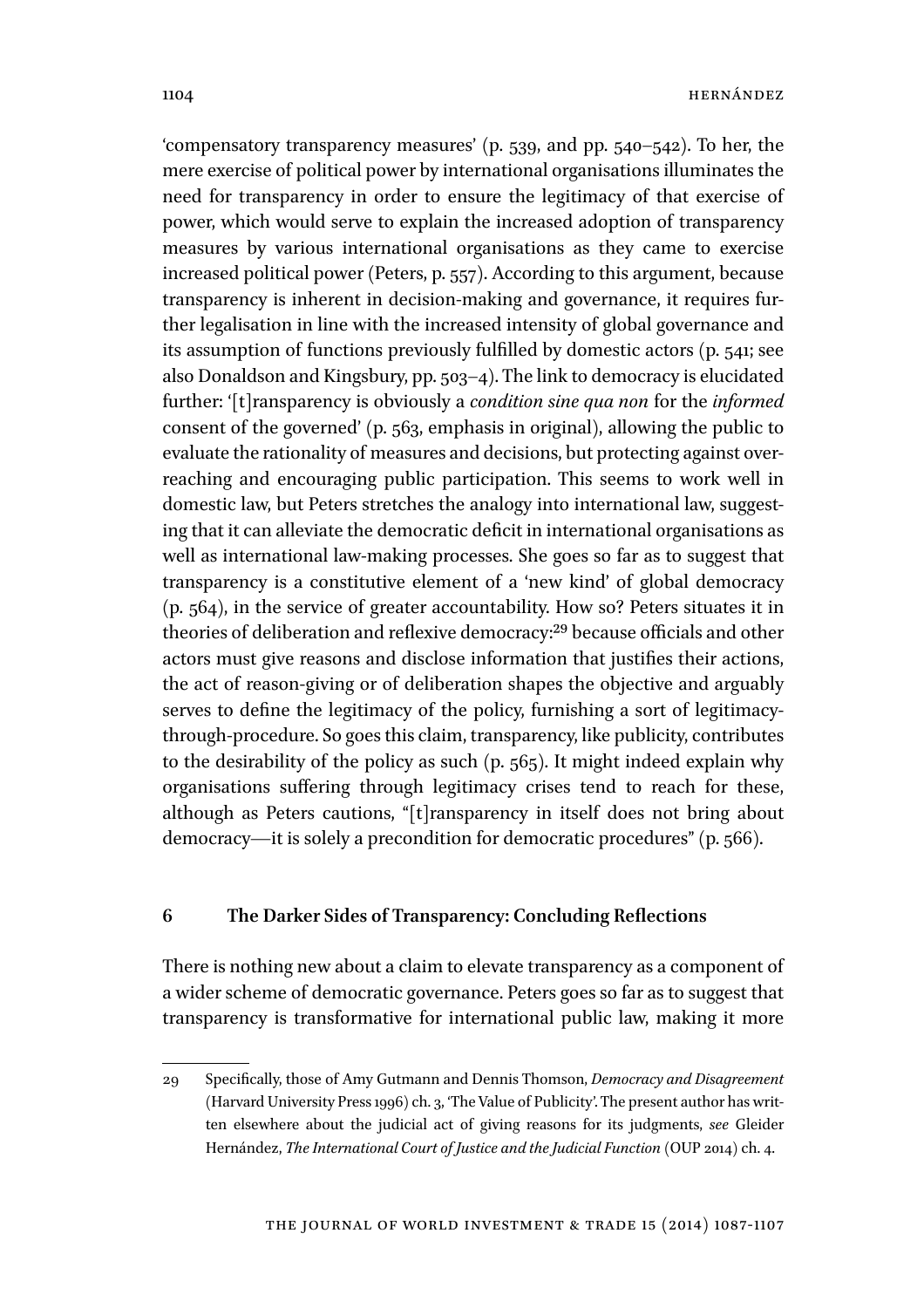'compensatory transparency measures' (p. 539, and pp. 540–542). To her, the mere exercise of political power by international organisations illuminates the need for transparency in order to ensure the legitimacy of that exercise of power, which would serve to explain the increased adoption of transparency measures by various international organisations as they came to exercise increased political power (Peters, p. 557). According to this argument, because transparency is inherent in decision-making and governance, it requires further legalisation in line with the increased intensity of global governance and its assumption of functions previously fulfilled by domestic actors (p. 541; see also Donaldson and Kingsbury, pp. 503–4). The link to democracy is elucidated further: '[t]ransparency is obviously a *condition sine qua non* for the *informed* consent of the governed' (p. 563, emphasis in original), allowing the public to evaluate the rationality of measures and decisions, but protecting against overreaching and encouraging public participation. This seems to work well in domestic law, but Peters stretches the analogy into international law, suggesting that it can alleviate the democratic deficit in international organisations as well as international law-making processes. She goes so far as to suggest that transparency is a constitutive element of a 'new kind' of global democracy (p. 564), in the service of greater accountability. How so? Peters situates it in theories of deliberation and reflexive democracy:[29] because officials and other actors must give reasons and disclose information that justifies their actions, the act of reason-giving or of deliberation shapes the objective and arguably serves to define the legitimacy of the policy, furnishing a sort of legitimacy-through-procedure. So goes this claim, transparency, like publicity, contributes to the desirability of the policy as such (p. 565). It might indeed explain why organisations suffering through legitimacy crises tend to reach for these, although as Peters cautions, "[t]ransparency in itself does not bring about democracy—it is solely a precondition for democratic procedures" (p. 566).

## 6 The Darker Sides of Transparency: Concluding Reflections

There is nothing new about a claim to elevate transparency as a component of a wider scheme of democratic governance. Peters goes so far as to suggest that transparency is transformative for international public law, making it more

---

29 Specifically, those of Amy Gutmann and Dennis Thomson, *Democracy and Disagreement* (Harvard University Press 1996) ch. 3, 'The Value of Publicity'. The present author has written elsewhere about the judicial act of giving reasons for its judgments, *see* Gleider Hernández, *The International Court of Justice and the Judicial Function* (OUP 2014) ch. 4.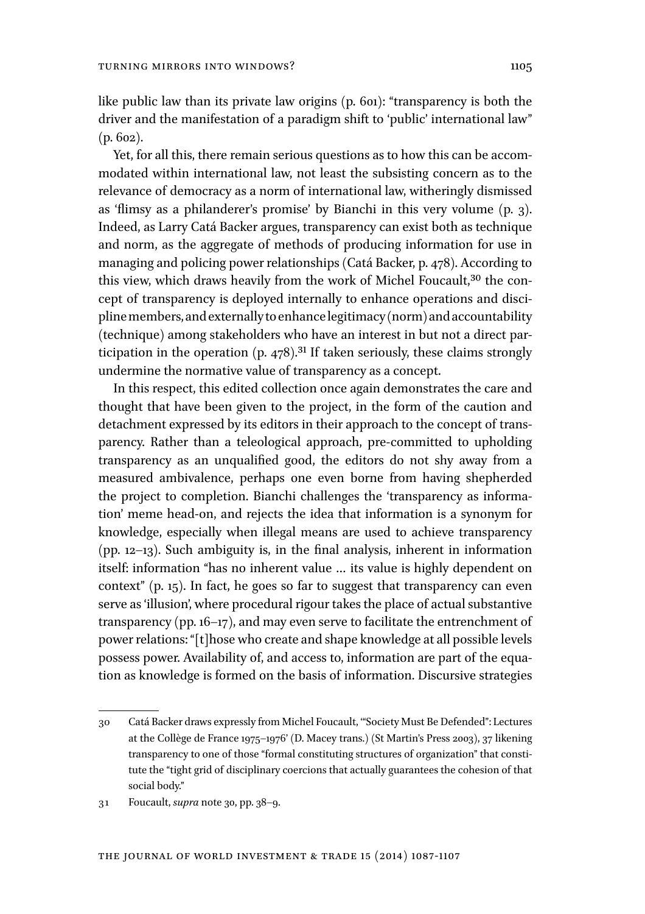like public law than its private law origins (p. 601): "transparency is both the driver and the manifestation of a paradigm shift to 'public' international law" (p. 602).

Yet, for all this, there remain serious questions as to how this can be accommodated within international law, not least the subsisting concern as to the relevance of democracy as a norm of international law, witheringly dismissed as 'flimsy as a philanderer's promise' by Bianchi in this very volume (p. 3). Indeed, as Larry Catá Backer argues, transparency can exist both as technique and norm, as the aggregate of methods of producing information for use in managing and policing power relationships (Catá Backer, p. 478). According to this view, which draws heavily from the work of Michel Foucault,[30] the concept of transparency is deployed internally to enhance operations and discipline members, and externally to enhance legitimacy (norm) and accountability (technique) among stakeholders who have an interest in but not a direct participation in the operation (p. 478).[31] If taken seriously, these claims strongly undermine the normative value of transparency as a concept.

In this respect, this edited collection once again demonstrates the care and thought that have been given to the project, in the form of the caution and detachment expressed by its editors in their approach to the concept of transparency. Rather than a teleological approach, pre-committed to upholding transparency as an unqualified good, the editors do not shy away from a measured ambivalence, perhaps one even borne from having shepherded the project to completion. Bianchi challenges the 'transparency as information' meme head-on, and rejects the idea that information is a synonym for knowledge, especially when illegal means are used to achieve transparency (pp. 12–13). Such ambiguity is, in the final analysis, inherent in information itself: information "has no inherent value … its value is highly dependent on context" (p. 15). In fact, he goes so far to suggest that transparency can even serve as 'illusion', where procedural rigour takes the place of actual substantive transparency (pp. 16–17), and may even serve to facilitate the entrenchment of power relations: "[t]hose who create and shape knowledge at all possible levels possess power. Availability of, and access to, information are part of the equation as knowledge is formed on the basis of information. Discursive strategies

---

30 Catá Backer draws expressly from Michel Foucault, '"Society Must Be Defended": Lectures at the Collège de France 1975–1976' (D. Macey trans.) (St Martin's Press 2003), 37 likening transparency to one of those "formal constituting structures of organization" that constitute the "tight grid of disciplinary coercions that actually guarantees the cohesion of that social body."

31 Foucault, *supra* note 30, pp. 38–9.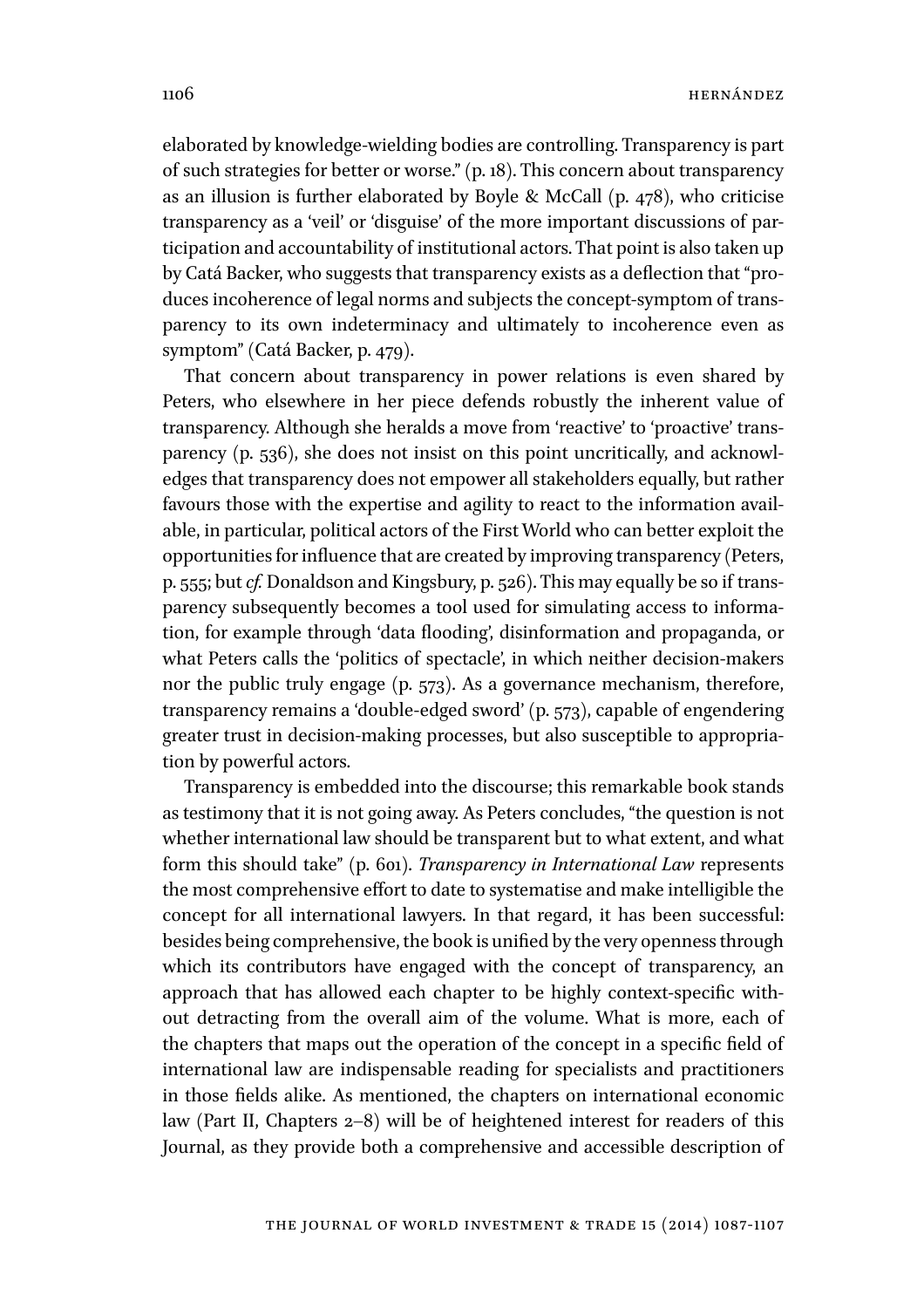elaborated by knowledge-wielding bodies are controlling. Transparency is part of such strategies for better or worse." (p. 18). This concern about transparency as an illusion is further elaborated by Boyle & McCall (p. 478), who criticise transparency as a 'veil' or 'disguise' of the more important discussions of participation and accountability of institutional actors. That point is also taken up by Catá Backer, who suggests that transparency exists as a deflection that "produces incoherence of legal norms and subjects the concept-symptom of transparency to its own indeterminacy and ultimately to incoherence even as symptom" (Catá Backer, p. 479).

That concern about transparency in power relations is even shared by Peters, who elsewhere in her piece defends robustly the inherent value of transparency. Although she heralds a move from 'reactive' to 'proactive' transparency (p. 536), she does not insist on this point uncritically, and acknowledges that transparency does not empower all stakeholders equally, but rather favours those with the expertise and agility to react to the information available, in particular, political actors of the First World who can better exploit the opportunities for influence that are created by improving transparency (Peters, p. 555; but *cf.* Donaldson and Kingsbury, p. 526). This may equally be so if transparency subsequently becomes a tool used for simulating access to information, for example through 'data flooding', disinformation and propaganda, or what Peters calls the 'politics of spectacle', in which neither decision-makers nor the public truly engage (p. 573). As a governance mechanism, therefore, transparency remains a 'double-edged sword' (p. 573), capable of engendering greater trust in decision-making processes, but also susceptible to appropriation by powerful actors.

Transparency is embedded into the discourse; this remarkable book stands as testimony that it is not going away. As Peters concludes, "the question is not whether international law should be transparent but to what extent, and what form this should take" (p. 601). *Transparency in International Law* represents the most comprehensive effort to date to systematise and make intelligible the concept for all international lawyers. In that regard, it has been successful: besides being comprehensive, the book is unified by the very openness through which its contributors have engaged with the concept of transparency, an approach that has allowed each chapter to be highly context-specific without detracting from the overall aim of the volume. What is more, each of the chapters that maps out the operation of the concept in a specific field of international law are indispensable reading for specialists and practitioners in those fields alike. As mentioned, the chapters on international economic law (Part II, Chapters 2–8) will be of heightened interest for readers of this Journal, as they provide both a comprehensive and accessible description of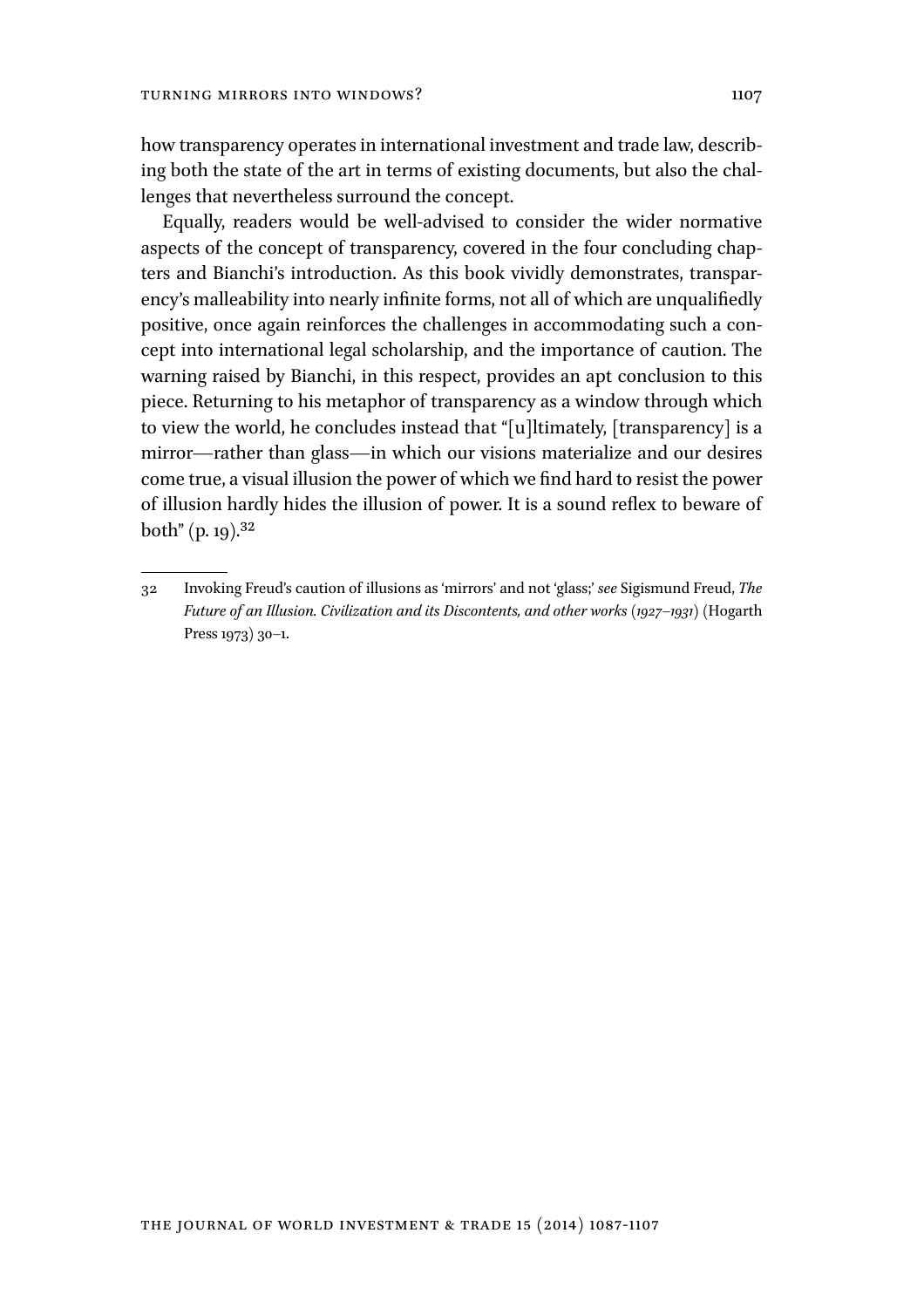how transparency operates in international investment and trade law, describing both the state of the art in terms of existing documents, but also the challenges that nevertheless surround the concept.

Equally, readers would be well-advised to consider the wider normative aspects of the concept of transparency, covered in the four concluding chapters and Bianchi's introduction. As this book vividly demonstrates, transparency's malleability into nearly infinite forms, not all of which are unqualifiedly positive, once again reinforces the challenges in accommodating such a concept into international legal scholarship, and the importance of caution. The warning raised by Bianchi, in this respect, provides an apt conclusion to this piece. Returning to his metaphor of transparency as a window through which to view the world, he concludes instead that "[u]ltimately, [transparency] is a mirror—rather than glass—in which our visions materialize and our desires come true, a visual illusion the power of which we find hard to resist the power of illusion hardly hides the illusion of power. It is a sound reflex to beware of both" (p. 19).[32]

---

32 Invoking Freud's caution of illusions as 'mirrors' and not 'glass;' *see* Sigismund Freud, *The Future of an Illusion. Civilization and its Discontents, and other works (1927–1931)* (Hogarth Press 1973) 30–1.